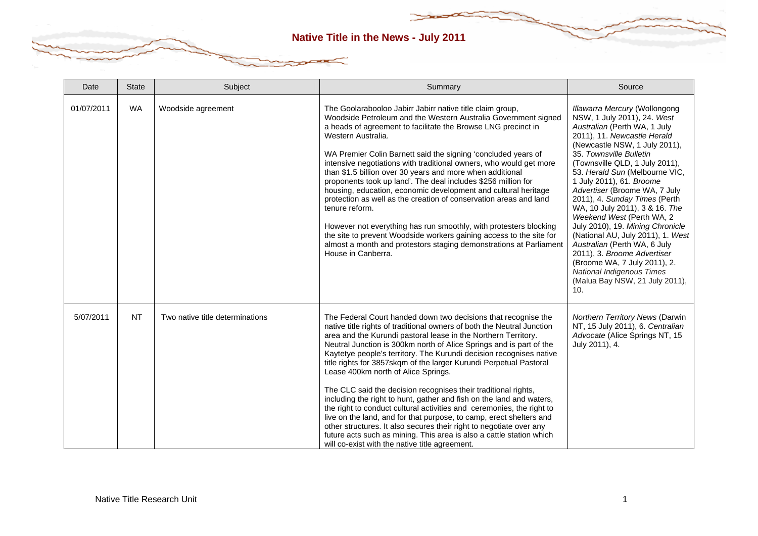# Native Title in the News - July 2011

| Date | State | Subject | Summary | Source |
|---|---|---|---|---|
| 01/07/2011 | WA | Woodside agreement | The Goolarabooloo Jabirr Jabirr native title claim group, Woodside Petroleum and the Western Australia Government signed a heads of agreement to facilitate the Browse LNG precinct in Western Australia.<br><br>WA Premier Colin Barnett said the signing 'concluded years of intensive negotiations with traditional owners, who would get more than $1.5 billion over 30 years and more when additional proponents took up land'. The deal includes $256 million for housing, education, economic development and cultural heritage protection as well as the creation of conservation areas and land tenure reform.<br><br>However not everything has run smoothly, with protesters blocking the site to prevent Woodside workers gaining access to the site for almost a month and protestors staging demonstrations at Parliament House in Canberra. | *Illawarra Mercury* (Wollongong NSW, 1 July 2011), 24. *West Australian* (Perth WA, 1 July 2011), 11. *Newcastle Herald* (Newcastle NSW, 1 July 2011), 35. *Townsville Bulletin* (Townsville QLD, 1 July 2011), 53. *Herald Sun* (Melbourne VIC, 1 July 2011), 61. *Broome Advertiser* (Broome WA, 7 July 2011), 4. *Sunday Times* (Perth WA, 10 July 2011), 3 & 16. *The Weekend West* (Perth WA, 2 July 2010), 19. *Mining Chronicle* (National AU, July 2011), 1. *West Australian* (Perth WA, 6 July 2011), 3. *Broome Advertiser* (Broome WA, 7 July 2011), 2. *National Indigenous Times* (Malua Bay NSW, 21 July 2011), 10. |
| 5/07/2011 | NT | Two native title determinations | The Federal Court handed down two decisions that recognise the native title rights of traditional owners of both the Neutral Junction area and the Kurundi pastoral lease in the Northern Territory. Neutral Junction is 300km north of Alice Springs and is part of the Kaytetye people's territory. The Kurundi decision recognises native title rights for 3857skqm of the larger Kurundi Perpetual Pastoral Lease 400km north of Alice Springs.<br><br>The CLC said the decision recognises their traditional rights, including the right to hunt, gather and fish on the land and waters, the right to conduct cultural activities and ceremonies, the right to live on the land, and for that purpose, to camp, erect shelters and other structures. It also secures their right to negotiate over any future acts such as mining. This area is also a cattle station which will co-exist with the native title agreement. | *Northern Territory News* (Darwin NT, 15 July 2011), 6. *Centralian Advocate* (Alice Springs NT, 15 July 2011), 4. |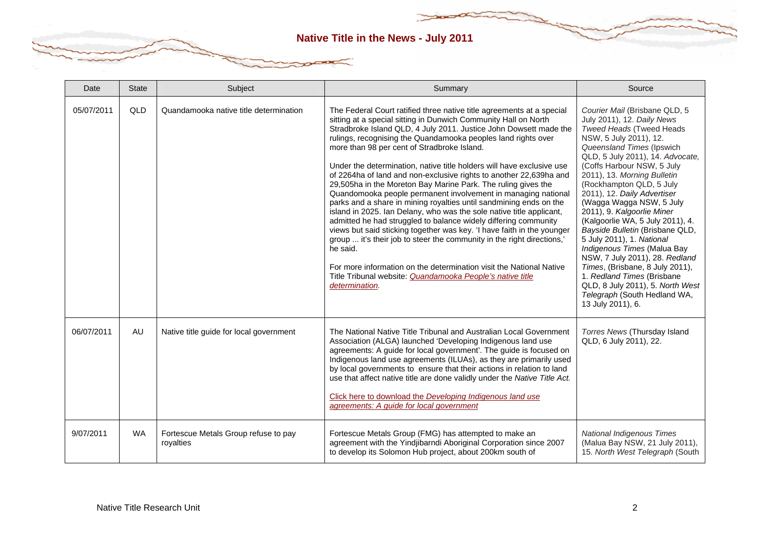| Date | State | Subject | Summary | Source |
| --- | --- | --- | --- | --- |
| 05/07/2011 | QLD | Quandamooka native title determination | The Federal Court ratified three native title agreements at a special sitting at a special sitting in Dunwich Community Hall on North Stradbroke Island QLD, 4 July 2011. Justice John Dowsett made the rulings, recognising the Quandamooka peoples land rights over more than 98 per cent of Stradbroke Island.<br><br>Under the determination, native title holders will have exclusive use of 2264ha of land and non-exclusive rights to another 22,639ha and 29,505ha in the Moreton Bay Marine Park. The ruling gives the Quandomooka people permanent involvement in managing national parks and a share in mining royalties until sandmining ends on the island in 2025. Ian Delany, who was the sole native title applicant, admitted he had struggled to balance widely differing community views but said sticking together was key. 'I have faith in the younger group ... it's their job to steer the community in the right directions,' he said.<br><br>For more information on the determination visit the National Native Title Tribunal website: *Quandamooka People's native title determination.* | *Courier Mail* (Brisbane QLD, 5 July 2011), 12. *Daily News Tweed Heads* (Tweed Heads NSW, 5 July 2011), 12. *Queensland Times* (Ipswich QLD, 5 July 2011), 14. *Advocate,* (Coffs Harbour NSW, 5 July 2011), 13. *Morning Bulletin* (Rockhampton QLD, 5 July 2011), 12. *Daily Advertiser* (Wagga Wagga NSW, 5 July 2011), 9. *Kalgoorlie Miner* (Kalgoorlie WA, 5 July 2011), 4. *Bayside Bulletin* (Brisbane QLD, 5 July 2011), 1. *National Indigenous Times* (Malua Bay NSW, 7 July 2011), 28. *Redland Times*, (Brisbane, 8 July 2011), 1. *Redland Times* (Brisbane QLD, 8 July 2011), 5. *North West Telegraph* (South Hedland WA, 13 July 2011), 6. |
| 06/07/2011 | AU | Native title guide for local government | The National Native Title Tribunal and Australian Local Government Association (ALGA) launched 'Developing Indigenous land use agreements: A guide for local government'. The guide is focused on Indigenous land use agreements (ILUAs), as they are primarily used by local governments to ensure that their actions in relation to land use that affect native title are done validly under the *Native Title Act.*<br><br>Click here to download the *Developing Indigenous land use agreements: A guide for local government* | *Torres News* (Thursday Island QLD, 6 July 2011), 22. |
| 9/07/2011 | WA | Fortescue Metals Group refuse to pay royalties | Fortescue Metals Group (FMG) has attempted to make an agreement with the Yindjibarndi Aboriginal Corporation since 2007 to develop its Solomon Hub project, about 200km south of | *National Indigenous Times* (Malua Bay NSW, 21 July 2011), 15. *North West Telegraph* (South |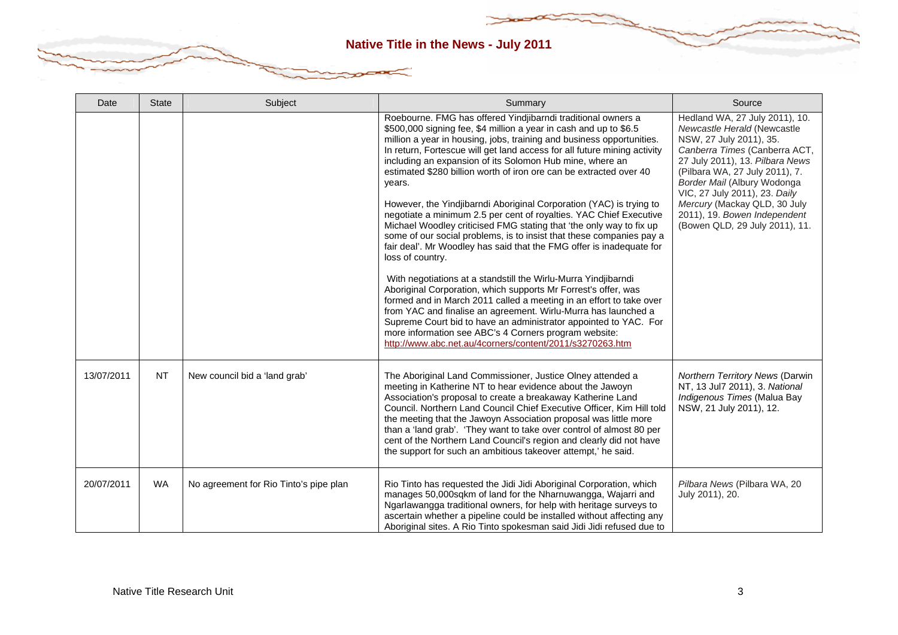| Date | State | Subject | Summary | Source |
|---|---|---|---|---|
| | | | Roebourne. FMG has offered Yindjibarndi traditional owners a $500,000 signing fee, $4 million a year in cash and up to $6.5 million a year in housing, jobs, training and business opportunities. In return, Fortescue will get land access for all future mining activity including an expansion of its Solomon Hub mine, where an estimated $280 billion worth of iron ore can be extracted over 40 years.<br><br>However, the Yindjibarndi Aboriginal Corporation (YAC) is trying to negotiate a minimum 2.5 per cent of royalties. YAC Chief Executive Michael Woodley criticised FMG stating that 'the only way to fix up some of our social problems, is to insist that these companies pay a fair deal'. Mr Woodley has said that the FMG offer is inadequate for loss of country.<br><br>With negotiations at a standstill the Wirlu-Murra Yindjibarndi Aboriginal Corporation, which supports Mr Forrest's offer, was formed and in March 2011 called a meeting in an effort to take over from YAC and finalise an agreement. Wirlu-Murra has launched a Supreme Court bid to have an administrator appointed to YAC. For more information see ABC's 4 Corners program website: http://www.abc.net.au/4corners/content/2011/s3270263.htm | Hedland WA, 27 July 2011), 10. *Newcastle Herald* (Newcastle NSW, 27 July 2011), 35. *Canberra Times* (Canberra ACT, 27 July 2011), 13. *Pilbara News* (Pilbara WA, 27 July 2011), 7. *Border Mail* (Albury Wodonga VIC, 27 July 2011), 23. *Daily Mercury* (Mackay QLD, 30 July 2011), 19. *Bowen Independent* (Bowen QLD, 29 July 2011), 11. |
| 13/07/2011 | NT | New council bid a 'land grab' | The Aboriginal Land Commissioner, Justice Olney attended a meeting in Katherine NT to hear evidence about the Jawoyn Association's proposal to create a breakaway Katherine Land Council. Northern Land Council Chief Executive Officer, Kim Hill told the meeting that the Jawoyn Association proposal was little more than a 'land grab'. 'They want to take over control of almost 80 per cent of the Northern Land Council's region and clearly did not have the support for such an ambitious takeover attempt,' he said. | *Northern Territory News* (Darwin NT, 13 Jul7 2011), 3. *National Indigenous Times* (Malua Bay NSW, 21 July 2011), 12. |
| 20/07/2011 | WA | No agreement for Rio Tinto's pipe plan | Rio Tinto has requested the Jidi Jidi Aboriginal Corporation, which manages 50,000sqkm of land for the Nharnuwangga, Wajarri and Ngarlawangga traditional owners, for help with heritage surveys to ascertain whether a pipeline could be installed without affecting any Aboriginal sites. A Rio Tinto spokesman said Jidi Jidi refused due to | *Pilbara News* (Pilbara WA, 20 July 2011), 20. |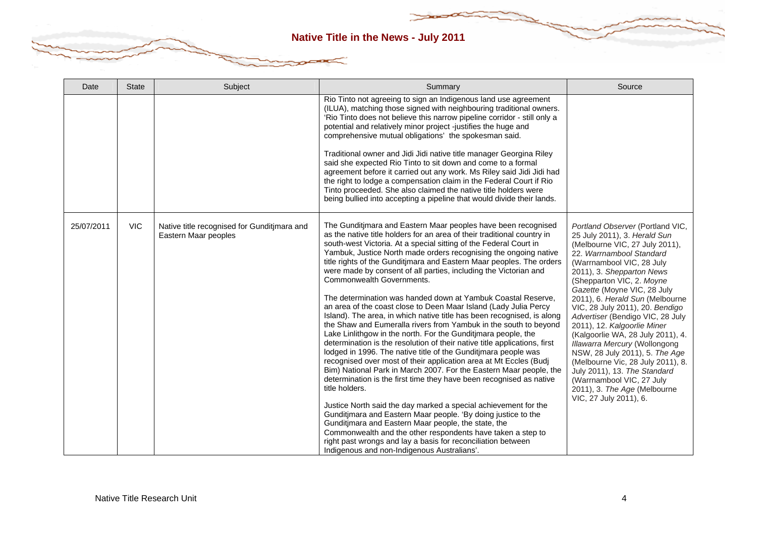| Date | State | Subject | Summary | Source |
|---|---|---|---|---|
| | | | Rio Tinto not agreeing to sign an Indigenous land use agreement (ILUA), matching those signed with neighbouring traditional owners. 'Rio Tinto does not believe this narrow pipeline corridor - still only a potential and relatively minor project -justifies the huge and comprehensive mutual obligations' the spokesman said.<br><br>Traditional owner and Jidi Jidi native title manager Georgina Riley said she expected Rio Tinto to sit down and come to a formal agreement before it carried out any work. Ms Riley said Jidi Jidi had the right to lodge a compensation claim in the Federal Court if Rio Tinto proceeded. She also claimed the native title holders were being bullied into accepting a pipeline that would divide their lands. | |
| 25/07/2011 | VIC | Native title recognised for Gunditjmara and Eastern Maar peoples | The Gunditjmara and Eastern Maar peoples have been recognised as the native title holders for an area of their traditional country in south-west Victoria. At a special sitting of the Federal Court in Yambuk, Justice North made orders recognising the ongoing native title rights of the Gunditjmara and Eastern Maar peoples. The orders were made by consent of all parties, including the Victorian and Commonwealth Governments.<br><br>The determination was handed down at Yambuk Coastal Reserve, an area of the coast close to Deen Maar Island (Lady Julia Percy Island). The area, in which native title has been recognised, is along the Shaw and Eumeralla rivers from Yambuk in the south to beyond Lake Linlithgow in the north. For the Gunditjmara people, the determination is the resolution of their native title applications, first lodged in 1996. The native title of the Gunditjmara people was recognised over most of their application area at Mt Eccles (Budj Bim) National Park in March 2007. For the Eastern Maar people, the determination is the first time they have been recognised as native title holders.<br><br>Justice North said the day marked a special achievement for the Gunditjmara and Eastern Maar people. 'By doing justice to the Gunditjmara and Eastern Maar people, the state, the Commonwealth and the other respondents have taken a step to right past wrongs and lay a basis for reconciliation between Indigenous and non-Indigenous Australians'. | *Portland Observer* (Portland VIC, 25 July 2011), 3. *Herald Sun* (Melbourne VIC, 27 July 2011), 22. *Warrnambool Standard* (Warrnambool VIC, 28 July 2011), 3. *Shepparton News* (Shepparton VIC, 2. *Moyne Gazette* (Moyne VIC, 28 July 2011), 6. *Herald Sun* (Melbourne VIC, 28 July 2011), 20. *Bendigo Advertiser* (Bendigo VIC, 28 July 2011), 12. *Kalgoorlie Miner* (Kalgoorlie WA, 28 July 2011), 4. *Illawarra Mercury* (Wollongong NSW, 28 July 2011), 5. *The Age* (Melbourne Vic, 28 July 2011), 8. July 2011), 13. *The Standard* (Warrnambool VIC, 27 July 2011), 3. *The Age* (Melbourne VIC, 27 July 2011), 6. |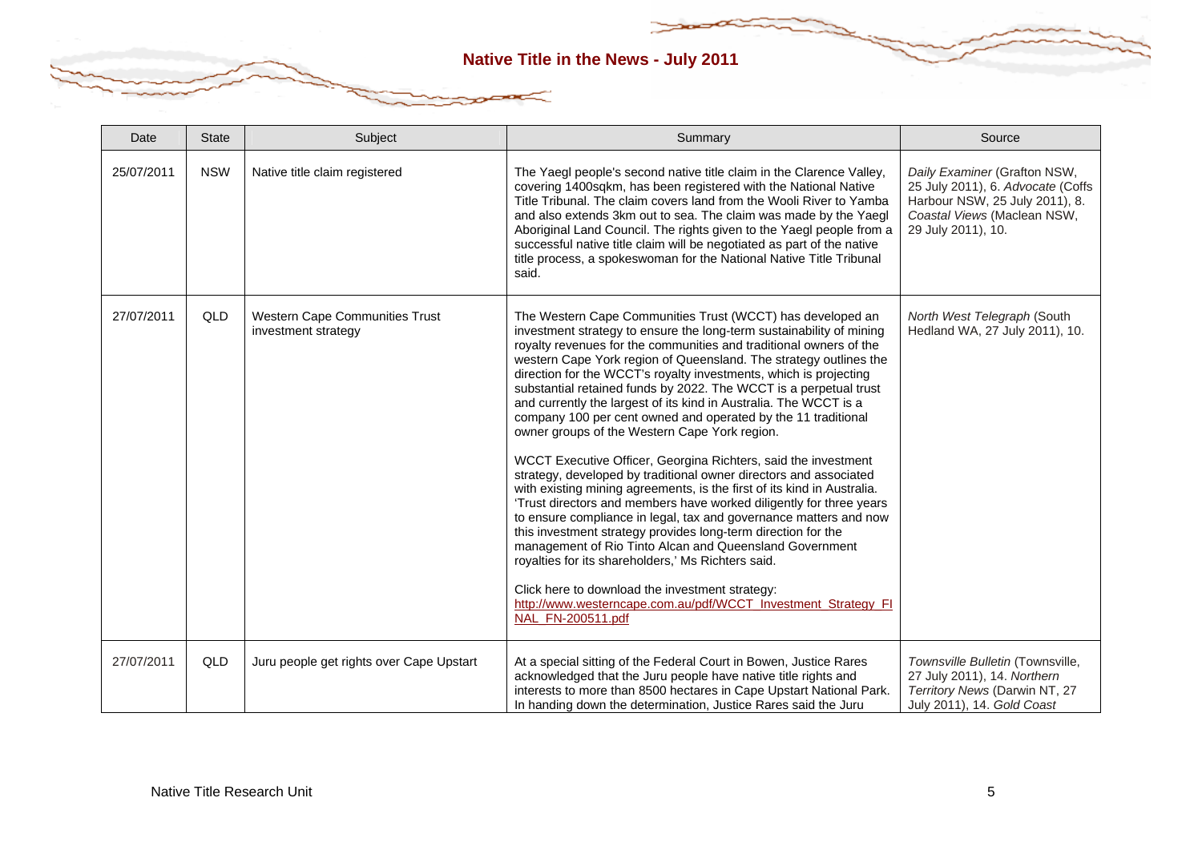| Date | State | Subject | Summary | Source |
|---|---|---|---|---|
| 25/07/2011 | NSW | Native title claim registered | The Yaegl people's second native title claim in the Clarence Valley, covering 1400sqkm, has been registered with the National Native Title Tribunal. The claim covers land from the Wooli River to Yamba and also extends 3km out to sea. The claim was made by the Yaegl Aboriginal Land Council. The rights given to the Yaegl people from a successful native title claim will be negotiated as part of the native title process, a spokeswoman for the National Native Title Tribunal said. | *Daily Examiner* (Grafton NSW, 25 July 2011), 6. *Advocate* (Coffs Harbour NSW, 25 July 2011), 8. *Coastal Views* (Maclean NSW, 29 July 2011), 10. |
| 27/07/2011 | QLD | Western Cape Communities Trust investment strategy | The Western Cape Communities Trust (WCCT) has developed an investment strategy to ensure the long-term sustainability of mining royalty revenues for the communities and traditional owners of the western Cape York region of Queensland. The strategy outlines the direction for the WCCT's royalty investments, which is projecting substantial retained funds by 2022. The WCCT is a perpetual trust and currently the largest of its kind in Australia. The WCCT is a company 100 per cent owned and operated by the 11 traditional owner groups of the Western Cape York region.<br><br>WCCT Executive Officer, Georgina Richters, said the investment strategy, developed by traditional owner directors and associated with existing mining agreements, is the first of its kind in Australia. 'Trust directors and members have worked diligently for three years to ensure compliance in legal, tax and governance matters and now this investment strategy provides long-term direction for the management of Rio Tinto Alcan and Queensland Government royalties for its shareholders,' Ms Richters said.<br><br>Click here to download the investment strategy: [http://www.westerncape.com.au/pdf/WCCT_Investment_Strategy_FINAL_FN-200511.pdf](http://www.westerncape.com.au/pdf/WCCT_Investment_Strategy_FINAL_FN-200511.pdf) | *North West Telegraph* (South Hedland WA, 27 July 2011), 10. |
| 27/07/2011 | QLD | Juru people get rights over Cape Upstart | At a special sitting of the Federal Court in Bowen, Justice Rares acknowledged that the Juru people have native title rights and interests to more than 8500 hectares in Cape Upstart National Park. In handing down the determination, Justice Rares said the Juru | *Townsville Bulletin* (Townsville, 27 July 2011), 14. *Northern Territory News* (Darwin NT, 27 July 2011), 14. *Gold Coast* |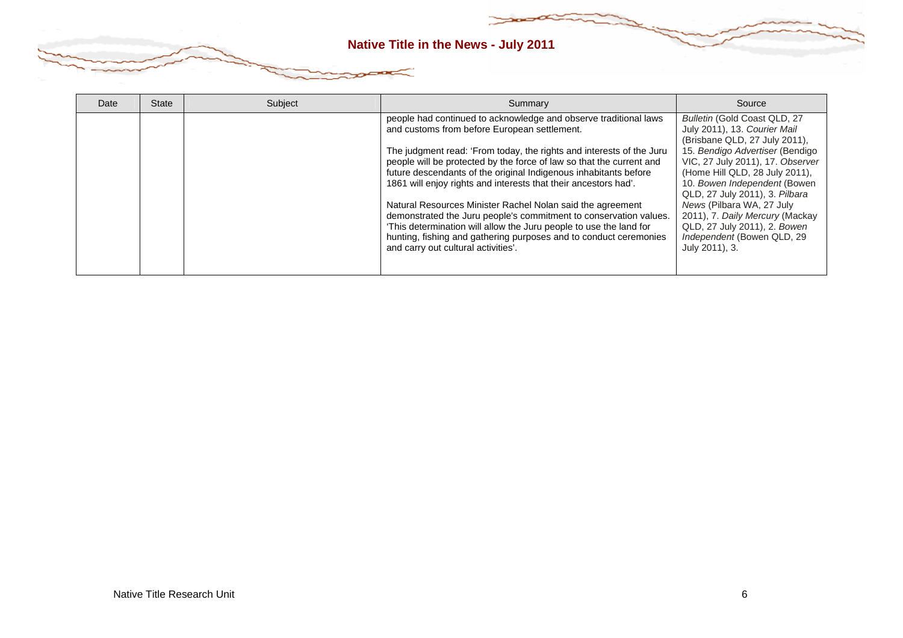| Date | State | Subject | Summary | Source |
|---|---|---|---|---|
| | | | people had continued to acknowledge and observe traditional laws and customs from before European settlement.<br><br>The judgment read: 'From today, the rights and interests of the Juru people will be protected by the force of law so that the current and future descendants of the original Indigenous inhabitants before 1861 will enjoy rights and interests that their ancestors had'.<br><br>Natural Resources Minister Rachel Nolan said the agreement demonstrated the Juru people's commitment to conservation values. 'This determination will allow the Juru people to use the land for hunting, fishing and gathering purposes and to conduct ceremonies and carry out cultural activities'. | *Bulletin* (Gold Coast QLD, 27 July 2011), 13. *Courier Mail* (Brisbane QLD, 27 July 2011), 15. *Bendigo Advertiser* (Bendigo VIC, 27 July 2011), 17. *Observer* (Home Hill QLD, 28 July 2011), 10. *Bowen Independent* (Bowen QLD, 27 July 2011), 3. *Pilbara News* (Pilbara WA, 27 July 2011), 7. *Daily Mercury* (Mackay QLD, 27 July 2011), 2. *Bowen Independent* (Bowen QLD, 29 July 2011), 3. |